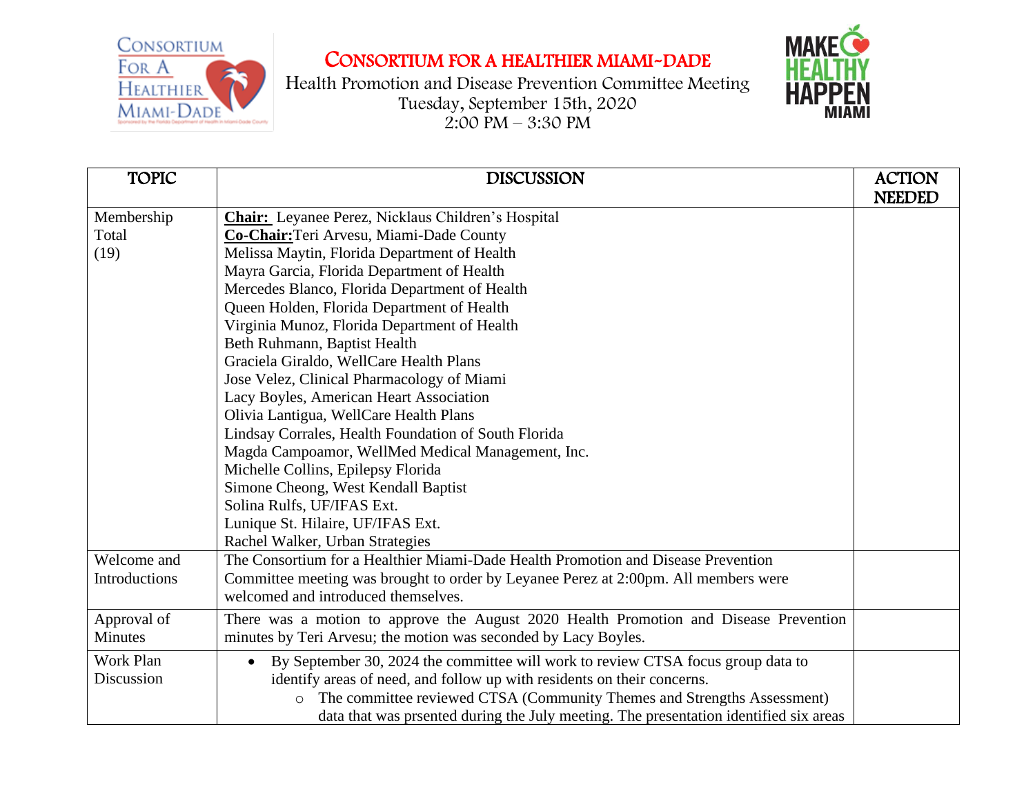# CONSORTIUM FOR A HEALTHIER MIAMI-DADE

Health Promotion and Disease Prevention Committee Meeting
Tuesday, September 15th, 2020
2:00 PM – 3:30 PM

| TOPIC | DISCUSSION | ACTION NEEDED |
|---|---|---|
| Membership Total (19) | **Chair:** Leyanee Perez, Nicklaus Children's Hospital<br>**Co-Chair:** Teri Arvesu, Miami-Dade County<br>Melissa Maytin, Florida Department of Health<br>Mayra Garcia, Florida Department of Health<br>Mercedes Blanco, Florida Department of Health<br>Queen Holden, Florida Department of Health<br>Virginia Munoz, Florida Department of Health<br>Beth Ruhmann, Baptist Health<br>Graciela Giraldo, WellCare Health Plans<br>Jose Velez, Clinical Pharmacology of Miami<br>Lacy Boyles, American Heart Association<br>Olivia Lantigua, WellCare Health Plans<br>Lindsay Corrales, Health Foundation of South Florida<br>Magda Campoamor, WellMed Medical Management, Inc.<br>Michelle Collins, Epilepsy Florida<br>Simone Cheong, West Kendall Baptist<br>Solina Rulfs, UF/IFAS Ext.<br>Lunique St. Hilaire, UF/IFAS Ext.<br>Rachel Walker, Urban Strategies | |
| Welcome and Introductions | The Consortium for a Healthier Miami-Dade Health Promotion and Disease Prevention Committee meeting was brought to order by Leyanee Perez at 2:00pm. All members were welcomed and introduced themselves. | |
| Approval of Minutes | There was a motion to approve the August 2020 Health Promotion and Disease Prevention minutes by Teri Arvesu; the motion was seconded by Lacy Boyles. | |
| Work Plan Discussion | • By September 30, 2024 the committee will work to review CTSA focus group data to identify areas of need, and follow up with residents on their concerns.<br>&nbsp;&nbsp;&nbsp;&nbsp;○ The committee reviewed CTSA (Community Themes and Strengths Assessment) data that was prsented during the July meeting. The presentation identified six areas | |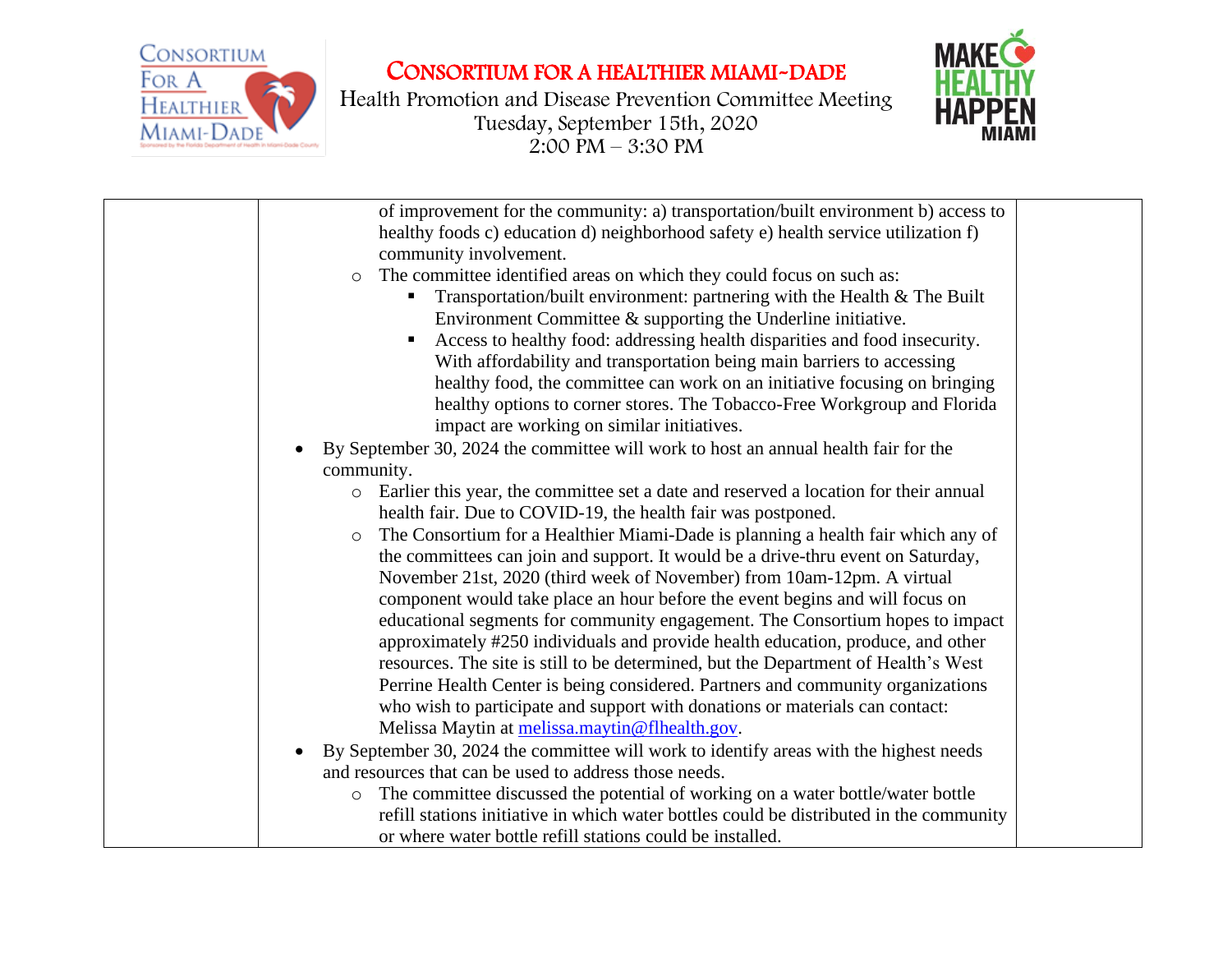# CONSORTIUM FOR A HEALTHIER MIAMI-DADE

Health Promotion and Disease Prevention Committee Meeting
Tuesday, September 15th, 2020
2:00 PM – 3:30 PM

| | | |
|---|---|---|
| | of improvement for the community: a) transportation/built environment b) access to healthy foods c) education d) neighborhood safety e) health service utilization f) community involvement.<br>◦ The committee identified areas on which they could focus on such as:<br>▪ Transportation/built environment: partnering with the Health & The Built Environment Committee & supporting the Underline initiative.<br>▪ Access to healthy food: addressing health disparities and food insecurity. With affordability and transportation being main barriers to accessing healthy food, the committee can work on an initiative focusing on bringing healthy options to corner stores. The Tobacco-Free Workgroup and Florida impact are working on similar initiatives.<br>• By September 30, 2024 the committee will work to host an annual health fair for the community.<br>◦ Earlier this year, the committee set a date and reserved a location for their annual health fair. Due to COVID-19, the health fair was postponed.<br>◦ The Consortium for a Healthier Miami-Dade is planning a health fair which any of the committees can join and support. It would be a drive-thru event on Saturday, November 21st, 2020 (third week of November) from 10am-12pm. A virtual component would take place an hour before the event begins and will focus on educational segments for community engagement. The Consortium hopes to impact approximately #250 individuals and provide health education, produce, and other resources. The site is still to be determined, but the Department of Health's West Perrine Health Center is being considered. Partners and community organizations who wish to participate and support with donations or materials can contact: Melissa Maytin at melissa.maytin@flhealth.gov.<br>• By September 30, 2024 the committee will work to identify areas with the highest needs and resources that can be used to address those needs.<br>◦ The committee discussed the potential of working on a water bottle/water bottle refill stations initiative in which water bottles could be distributed in the community or where water bottle refill stations could be installed. | |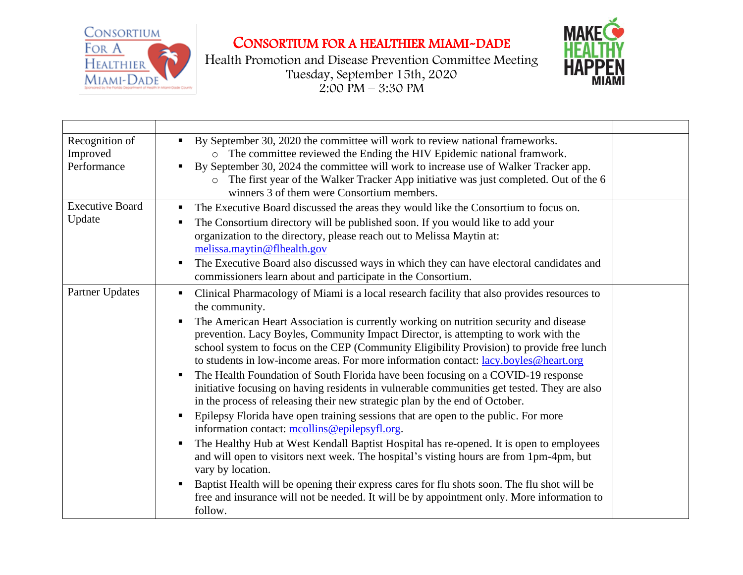# CONSORTIUM FOR A HEALTHIER MIAMI-DADE

Health Promotion and Disease Prevention Committee Meeting
Tuesday, September 15th, 2020
2:00 PM – 3:30 PM

| | | |
|---|---|---|
| Recognition of Improved Performance | ▪ By September 30, 2020 the committee will work to review national frameworks.<br>○ The committee reviewed the Ending the HIV Epidemic national framwork.<br>▪ By September 30, 2024 the committee will work to increase use of Walker Tracker app.<br>○ The first year of the Walker Tracker App initiative was just completed. Out of the 6 winners 3 of them were Consortium members. | |
| Executive Board Update | ▪ The Executive Board discussed the areas they would like the Consortium to focus on.<br>▪ The Consortium directory will be published soon. If you would like to add your organization to the directory, please reach out to Melissa Maytin at: melissa.maytin@flhealth.gov<br>▪ The Executive Board also discussed ways in which they can have electoral candidates and commissioners learn about and participate in the Consortium. | |
| Partner Updates | ▪ Clinical Pharmacology of Miami is a local research facility that also provides resources to the community.<br>▪ The American Heart Association is currently working on nutrition security and disease prevention. Lacy Boyles, Community Impact Director, is attempting to work with the school system to focus on the CEP (Community Eligibility Provision) to provide free lunch to students in low-income areas. For more information contact: lacy.boyles@heart.org<br>▪ The Health Foundation of South Florida have been focusing on a COVID-19 response initiative focusing on having residents in vulnerable communities get tested. They are also in the process of releasing their new strategic plan by the end of October.<br>▪ Epilepsy Florida have open training sessions that are open to the public. For more information contact: mcollins@epilepsyfl.org.<br>▪ The Healthy Hub at West Kendall Baptist Hospital has re-opened. It is open to employees and will open to visitors next week. The hospital's visting hours are from 1pm-4pm, but vary by location.<br>▪ Baptist Health will be opening their express cares for flu shots soon. The flu shot will be free and insurance will not be needed. It will be by appointment only. More information to follow. | |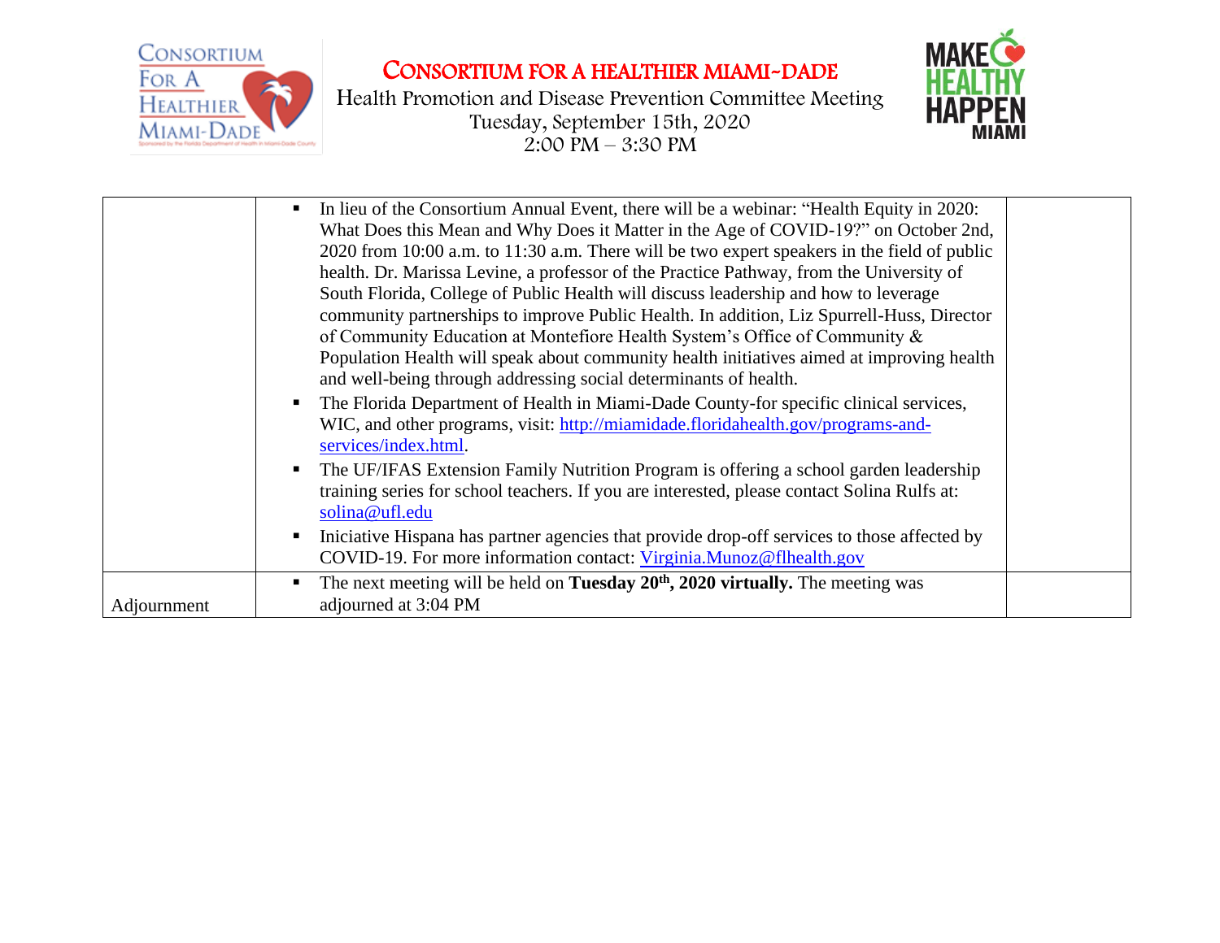# CONSORTIUM FOR A HEALTHIER MIAMI-DADE

Health Promotion and Disease Prevention Committee Meeting
Tuesday, September 15th, 2020
2:00 PM – 3:30 PM

| | | |
|---|---|---|
| | ▪ In lieu of the Consortium Annual Event, there will be a webinar: "Health Equity in 2020: What Does this Mean and Why Does it Matter in the Age of COVID-19?" on October 2nd, 2020 from 10:00 a.m. to 11:30 a.m. There will be two expert speakers in the field of public health. Dr. Marissa Levine, a professor of the Practice Pathway, from the University of South Florida, College of Public Health will discuss leadership and how to leverage community partnerships to improve Public Health. In addition, Liz Spurrell-Huss, Director of Community Education at Montefiore Health System's Office of Community & Population Health will speak about community health initiatives aimed at improving health and well-being through addressing social determinants of health.<br>▪ The Florida Department of Health in Miami-Dade County-for specific clinical services, WIC, and other programs, visit: http://miamidade.floridahealth.gov/programs-and-services/index.html.<br>▪ The UF/IFAS Extension Family Nutrition Program is offering a school garden leadership training series for school teachers. If you are interested, please contact Solina Rulfs at: solina@ufl.edu<br>▪ Iniciative Hispana has partner agencies that provide drop-off services to those affected by COVID-19. For more information contact: Virginia.Munoz@flhealth.gov | |
| Adjournment | ▪ The next meeting will be held on **Tuesday 20th, 2020 virtually.** The meeting was adjourned at 3:04 PM | |